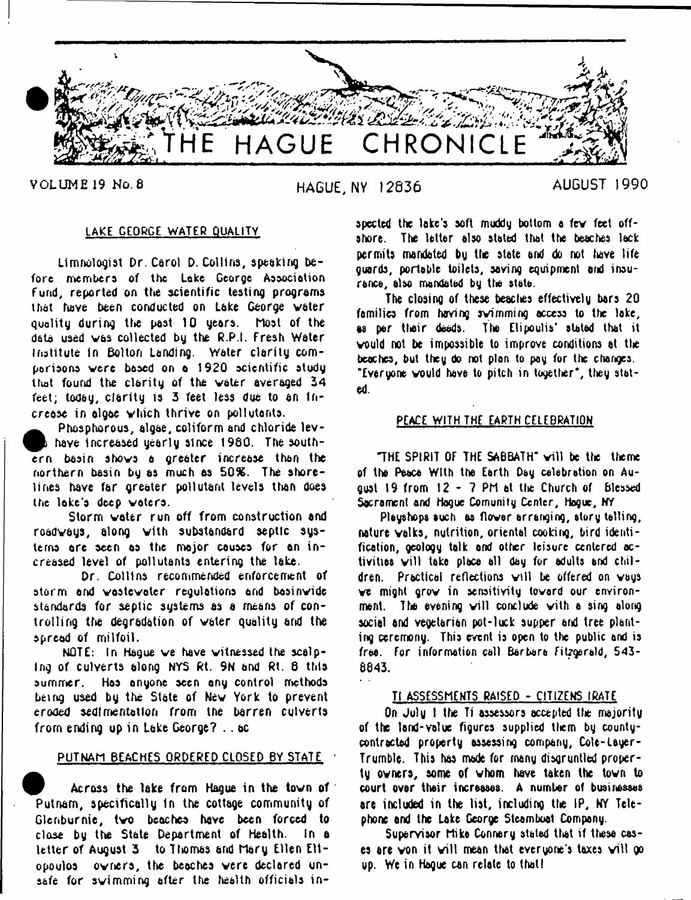# THE HAGUE CHRONICLE

VOLUME 19 No. 8 — HAGUE, NY 12836 — AUGUST 1990

## LAKE GEORGE WATER QUALITY

Limnologist Dr. Carol D. Collins, speaking before members of the Lake George Association Fund, reported on the scientific testing programs that have been conducted on Lake George water quality during the past 10 years. Most of the data used was collected by the R.P.I. Fresh Water Institute in Bolton Landing. Water clarity comparisons were based on a 1920 scientific study that found the clarity of the water averaged 34 feet; today, clarity is 3 feet less due to an increase in algae which thrive on pollutants.

Phosphorous, algae, coliform and chloride levels have increased yearly since 1980. The southern basin shows a greater increase than the northern basin by as much as 50%. The shorelines have far greater pollutant levels than does the lake's deep waters.

Storm water run off from construction and roadways, along with substandard septic systems are seen as the major causes for an increased level of pollutants entering the lake.

Dr. Collins recommended enforcement of storm and wastewater regulations and basinwide standards for septic systems as a means of controlling the degradation of water quality and the spread of milfoil.

NOTE: In Hague we have witnessed the scalping of culverts along NYS Rt. 9N and Rt. 8 this summer. Has anyone seen any control methods being used by the State of New York to prevent eroded sedimentation from the barren culverts from ending up in Lake George? . . ac

## PUTNAM BEACHES ORDERED CLOSED BY STATE

Across the lake from Hague in the town of Putnam, specifically in the cottage community of Glenburnie, two beaches have been forced to close by the State Department of Health. In a letter of August 3 to Thomas and Mary Ellen Elliopoulos owners, the beaches were declared unsafe for swimming after the health officials inspected the lake's soft muddy bottom a few feet offshore. The letter also stated that the beaches lack permits mandated by the state and do not have life guards, portable toilets, saving equipment and insurance, also mandated by the state.

The closing of these beaches effectively bars 20 families from having swimming access to the lake, as per their deeds. The Elipoulis' stated that it would not be impossible to improve conditions at the beaches, but they do not plan to pay for the changes. "Everyone would have to pitch in together", they stated.

## PEACE WITH THE EARTH CELEBRATION

"THE SPIRIT OF THE SABBATH" will be the theme of the Peace With the Earth Day celebration on August 19 from 12 - 7 PM at the Church of Blessed Sacrament and Hague Comunity Center, Hague, NY

Playshops such as flower arranging, story telling, nature walks, nutrition, oriental cooking, bird identification, geology talk and other leisure centered activities will take place all day for adults and children. Practical reflections will be offered on ways we might grow in sensitivity toward our environment. The evening will conclude with a sing along social and vegetarian pot-luck supper and tree planting ceremony. This event is open to the public and is free. For information call Barbara Fitzgerald, 543-8843.

## TI ASSESSMENTS RAISED - CITIZENS IRATE

On July 1 the Ti assessors accepted the majority of the land-value figures supplied them by county-contracted property assessing company, Cole-Layer-Trumble. This has made for many disgruntled property owners, some of whom have taken the town to court over their increases. A number of businesses are included in the list, including the IP, NY Telephone and the Lake George Steamboat Company.

Supervisor Mike Connery stated that if these cases are won it will mean that everyone's taxes will go up. We in Hague can relate to that!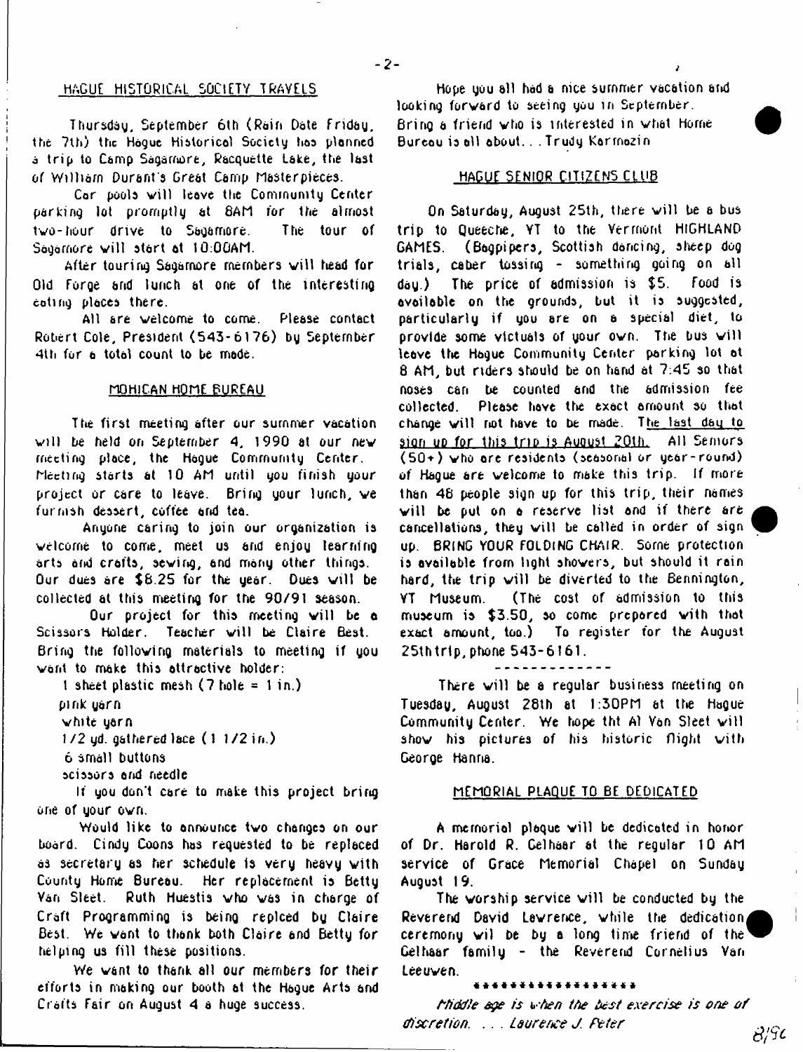## HAGUE HISTORICAL SOCIETY TRAVELS

Thursday, September 6th (Rain Date Friday, the 7th) the Hague Historical Society has planned a trip to Camp Sagamore, Racquette Lake, the last of William Durant's Great Camp Masterpieces.

Car pools will leave the Community Center parking lot promptly at 8AM for the almost two-hour drive to Sagamore. The tour of Sagamore will start at 10:00AM.

After touring Sagamore members will head for Old Forge and lunch at one of the interesting eating places there.

All are welcome to come. Please contact Robert Cole, President (543-6176) by September 4th for a total count to be made.

## MOHICAN HOME BUREAU

The first meeting after our summer vacation will be held on September 4, 1990 at our new meeting place, the Hague Community Center. Meeting starts at 10 AM until you finish your project or care to leave. Bring your lunch, we furnish dessert, coffee and tea.

Anyone caring to join our organization is welcome to come, meet us and enjoy learning arts and crafts, sewing, and many other things. Our dues are $8.25 for the year. Dues will be collected at this meeting for the 90/91 season.

Our project for this meeting will be a Scissors Holder. Teacher will be Claire Best. Bring the following materials to meeting if you want to make this attractive holder:

1 sheet plastic mesh (7 hole = 1 in.)
pink yarn
white yarn
1/2 yd. gathered lace (1 1/2 in.)
6 small buttons
scissors and needle

If you don't care to make this project bring one of your own.

Would like to announce two changes on our board. Cindy Coons has requested to be replaced as secretary as her schedule is very heavy with County Home Bureau. Her replacement is Betty Van Sleet. Ruth Huestis who was in charge of Craft Programming is being replced by Claire Best. We want to thank both Claire and Betty for helping us fill these positions.

We want to thank all our members for their efforts in making our booth at the Hague Arts and Crafts Fair on August 4 a huge success.

Hope you all had a nice summer vacation and looking forward to seeing you in September. Bring a friend who is interested in what Home Bureau is all about. . . Trudy Karmozin

## HAGUE SENIOR CITIZENS CLUB

On Saturday, August 25th, there will be a bus trip to Queeche, VT to the Vermont HIGHLAND GAMES. (Bagpipers, Scottish dancing, sheep dog trials, caber tossing - something going on all day.) The price of admission is $5. Food is available on the grounds, but it is suggested, particularly if you are on a special diet, to provide some victuals of your own. The bus will leave the Hague Community Center parking lot at 8 AM, but riders should be on hand at 7:45 so that noses can be counted and the admission fee collected. Please have the exact amount so that change will not have to be made. The last day to sign up for this trip is August 20th. All Seniors (50+) who are residents (seasonal or year-round) of Hague are welcome to make this trip. If more than 48 people sign up for this trip, their names will be put on a reserve list and if there are cancellations, they will be called in order of sign up. BRING YOUR FOLDING CHAIR. Some protection is available from light showers, but should it rain hard, the trip will be diverted to the Bennington, VT Museum. (The cost of admission to this museum is $3.50, so come prepared with that exact amount, too.) To register for the August 25th trip, phone 543-6161.

-------------

There will be a regular business meeting on Tuesday, August 28th at 1:30PM at the Hague Community Center. We hope tht Al Van Sleet will show his pictures of his historic flight with George Hanna.

## MEMORIAL PLAQUE TO BE DEDICATED

A memorial plaque will be dedicated in honor of Dr. Harold R. Celhaar at the regular 10 AM service of Grace Memorial Chapel on Sunday August 19.

The worship service will be conducted by the Reverend David Lawrence, while the dedication ceremony wil be by a long time friend of the Celhaar family - the Reverend Cornelius Van Leeuven.

*****************

*Middle age is when the best exercise is one of discretion. . . . Laurence J. Peter*

8/90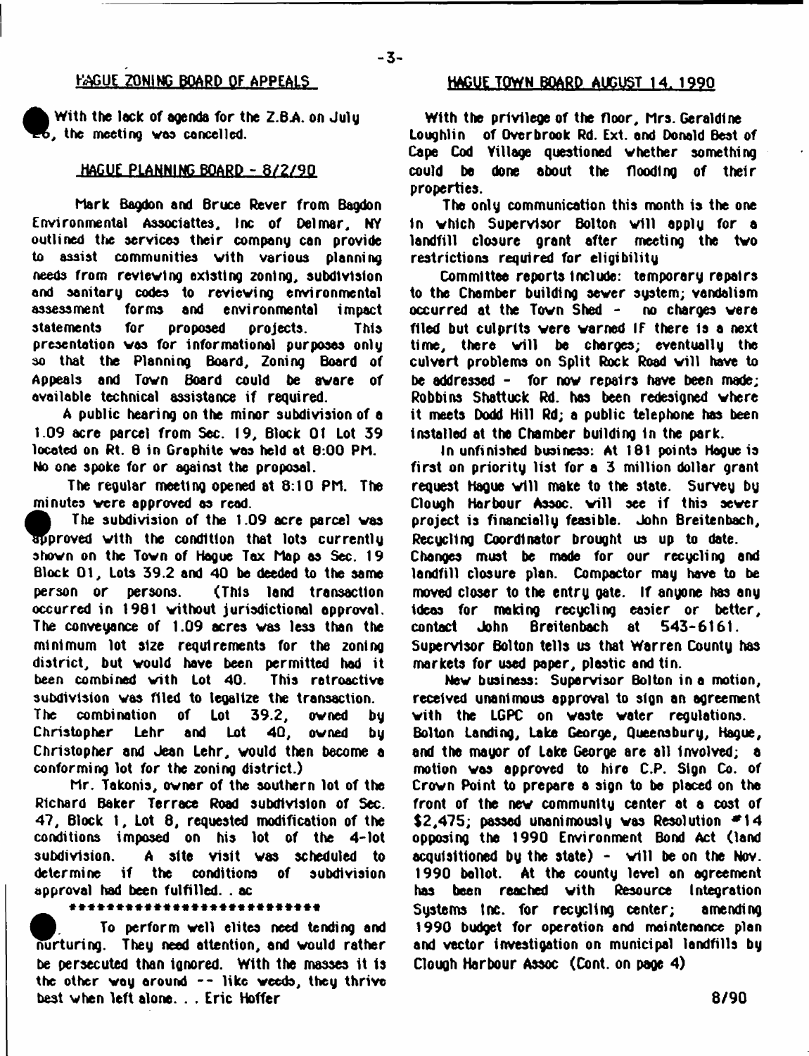## HAGUE ZONING BOARD OF APPEALS

With the lack of agenda for the Z.B.A. on July 26, the meeting was cancelled.

## HAGUE PLANNING BOARD - 8/2/90

Mark Bagdon and Bruce Rever from Bagdon Environmental Associattes, Inc of Delmar, NY outlined the services their company can provide to assist communities with various planning needs from reviewing existing zoning, subdivision and sanitary codes to reviewing environmental assessment forms and environmental impact statements for proposed projects. This presentation was for informational purposes only so that the Planning Board, Zoning Board of Appeals and Town Board could be aware of available technical assistance if required.

A public hearing on the minor subdivision of a 1.09 acre parcel from Sec. 19, Block 01 Lot 39 located on Rt. 8 in Graphite was held at 8:00 PM. No one spoke for or against the proposal.

The regular meeting opened at 8:10 PM. The minutes were approved as read.

The subdivision of the 1.09 acre parcel was approved with the condition that lots currently shown on the Town of Hague Tax Map as Sec. 19 Block 01, Lots 39.2 and 40 be deeded to the same person or persons. (This land transaction occurred in 1981 without jurisdictional approval. The conveyance of 1.09 acres was less than the minimum lot size requirements for the zoning district, but would have been permitted had it been combined with Lot 40. This retroactive subdivision was filed to legalize the transaction. The combination of Lot 39.2, owned by Christopher Lehr and Lot 40, owned by Christopher and Jean Lehr, would then become a conforming lot for the zoning district.)

Mr. Takonis, owner of the southern lot of the Richard Baker Terrace Road subdivision of Sec. 47, Block 1, Lot 8, requested modification of the conditions imposed on his lot of the 4-lot subdivision. A site visit was scheduled to determine if the conditions of subdivision approval had been fulfilled. . ac

\*\*\*\*\*\*\*\*\*\*\*\*\*\*\*\*\*\*\*\*\*\*\*\*\*\*\*

To perform well elites need tending and nurturing. They need attention, and would rather be persecuted than ignored. With the masses it is the other way around -- like weeds, they thrive best when left alone. . . Eric Hoffer

## HAGUE TOWN BOARD AUGUST 14, 1990

With the privilege of the floor, Mrs. Geraldine Loughlin of Overbrook Rd. Ext. and Donald Best of Cape Cod Village questioned whether something could be done about the flooding of their properties.

The only communication this month is the one in which Supervisor Bolton will apply for a landfill closure grant after meeting the two restrictions required for eligibility

Committee reports include: temporary repairs to the Chamber building sewer system; vandalism occurred at the Town Shed - no charges were filed but culprits were warned IF there is a next time, there will be charges; eventually the culvert problems on Split Rock Road will have to be addressed - for now repairs have been made; Robbins Shattuck Rd. has been redesigned where it meets Dodd Hill Rd; a public telephone has been installed at the Chamber building in the park.

In unfinished business: At 181 points Hague is first on priority list for a 3 million dollar grant request Hague will make to the state. Survey by Clough Harbour Assoc. will see if this sewer project is financially feasible. John Breitenbach, Recycling Coordinator brought us up to date. Changes must be made for our recycling and landfill closure plan. Compactor may have to be moved closer to the entry gate. If anyone has any ideas for making recycling easier or better, contact John Breitenbach at 543-6161. Supervisor Bolton tells us that Warren County has markets for used paper, plastic and tin.

New business: Supervisor Bolton in a motion, received unanimous approval to sign an agreement with the LGPC on waste water regulations. Bolton Landing, Lake George, Queensbury, Hague, and the mayor of Lake George are all involved; a motion was approved to hire C.P. Sign Co. of Crown Point to prepare a sign to be placed on the front of the new community center at a cost of $2,475; passed unanimously was Resolution #14 opposing the 1990 Environment Bond Act (land acquisitioned by the state) - will be on the Nov. 1990 ballot. At the county level an agreement has been reached with Resource Integration Systems Inc. for recycling center; amending 1990 budget for operation and maintenance plan and vector investigation on municipal landfills by Clough Harbour Assoc (Cont. on page 4)

8/90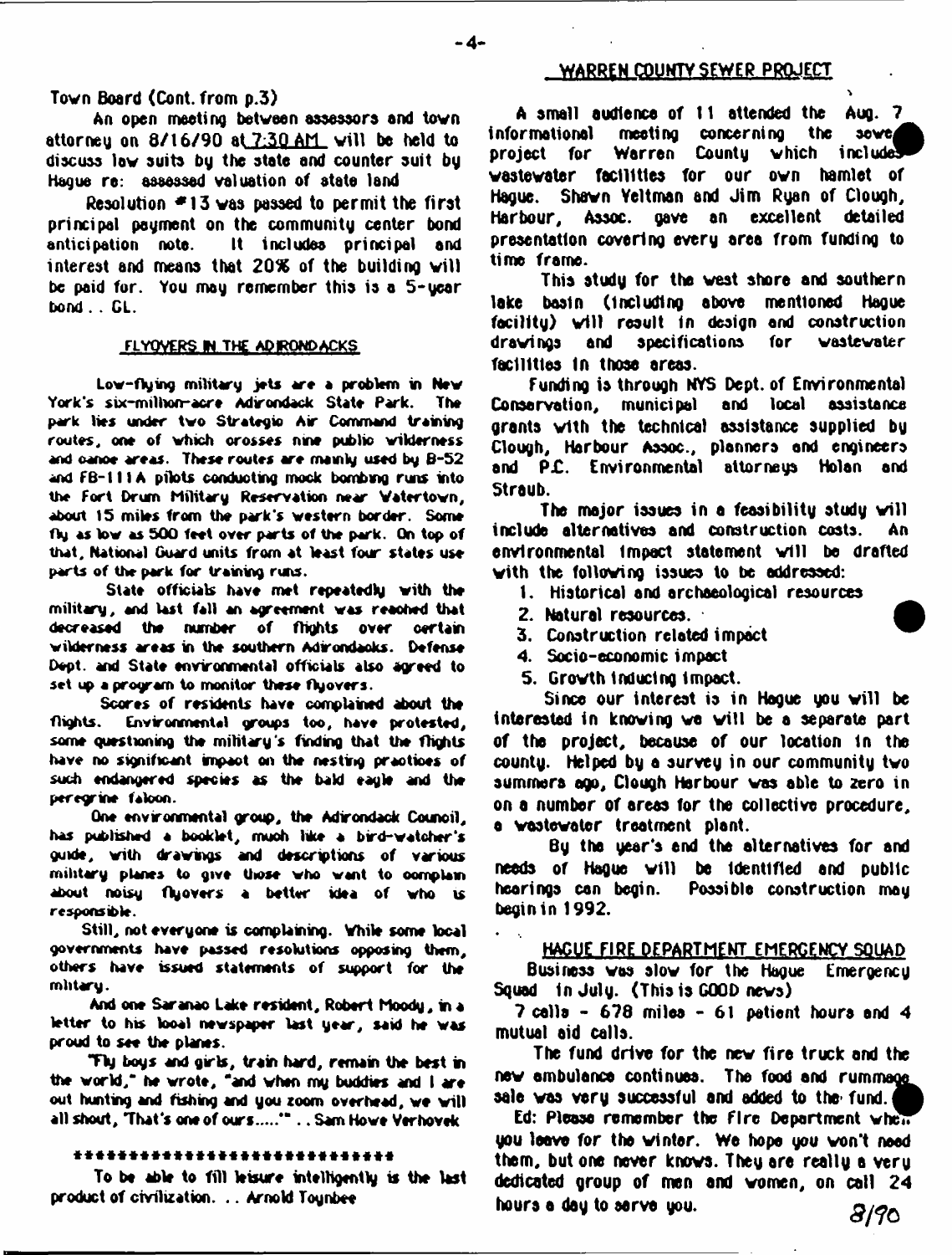Town Board (Cont. from p.3)

An open meeting between assessors and town attorney on 8/16/90 at 7:30 AM will be held to discuss law suits by the state and counter suit by Hague re: assessed valuation of state land

Resolution #13 was passed to permit the first principal payment on the community center bond anticipation note. It includes principal and interest and means that 20% of the building will be paid for. You may remember this is a 5-year bond . . GL.

## FLYOVERS IN THE ADIRONDACKS

Low-flying military jets are a problem in New York's six-million-acre Adirondack State Park. The park lies under two Strategic Air Command training routes, one of which crosses nine public wilderness and canoe areas. These routes are mainly used by B-52 and FB-111A pilots conducting mock bombing runs into the Fort Drum Military Reservation near Watertown, about 15 miles from the park's western border. Some fly as low as 500 feet over parts of the park. On top of that, National Guard units from at least four states use parts of the park for training runs.

State officials have met repeatedly with the military, and last fall an agreement was reached that decreased the number of flights over certain wilderness areas in the southern Adirondacks. Defense Dept. and State environmental officials also agreed to set up a program to monitor these flyovers.

Scores of residents have complained about the flights. Environmental groups too, have protested, some questioning the military's finding that the flights have no significant impact on the nesting practices of such endangered species as the bald eagle and the peregrine falcon.

One environmental group, the Adirondack Council, has published a booklet, much like a bird-watcher's guide, with drawings and descriptions of various military planes to give those who want to complain about noisy flyovers a better idea of who is responsible.

Still, not everyone is complaining. While some local governments have passed resolutions opposing them, others have issued statements of support for the military.

And one Saranac Lake resident, Robert Moody, in a letter to his local newspaper last year, said he was proud to see the planes.

"Fly boys and girls, train hard, remain the best in the world," he wrote, "and when my buddies and I are out hunting and fishing and you zoom overhead, we will all shout, 'That's one of ours.....'" . . Sam Howe Verhovek

******************************

To be able to fill leisure intelligently is the last product of civilization. . . Arnold Toynbee

## WARREN COUNTY SEWER PROJECT

A small audience of 11 attended the Aug. 7 informational meeting concerning the sewer project for Warren County which includes wastewater facilities for our own hamlet of Hague. Shawn Yeltman and Jim Ryan of Clough, Harbour, Assoc. gave an excellent detailed presentation covering every area from funding to time frame.

This study for the west shore and southern lake basin (including above mentioned Hague facility) will result in design and construction drawings and specifications for wastewater facilities in those areas.

Funding is through NYS Dept. of Environmental Conservation, municipal and local assistance grants with the technical assistance supplied by Clough, Harbour Assoc., planners and engineers and P.C. Environmental attorneys Nolan and Straub.

The major issues in a feasibility study will include alternatives and construction costs. An environmental impact statement will be drafted with the following issues to be addressed:

1. Historical and archaeological resources
2. Natural resources.
3. Construction related impact
4. Socio-economic impact
5. Growth inducing impact.

Since our interest is in Hague you will be interested in knowing we will be a separate part of the project, because of our location in the county. Helped by a survey in our community two summers ago, Clough Harbour was able to zero in on a number of areas for the collective procedure, a wastewater treatment plant.

By the year's end the alternatives for and needs of Hague will be identified and public hearings can begin. Possible construction may begin in 1992.

## HAGUE FIRE DEPARTMENT EMERGENCY SQUAD

Business was slow for the Hague Emergency Squad in July. (This is GOOD news)

7 calls - 678 miles - 61 patient hours and 4 mutual aid calls.

The fund drive for the new fire truck and the new ambulance continues. The food and rummage sale was very successful and added to the fund.

Ed: Please remember the Fire Department when you leave for the winter. We hope you won't need them, but one never knows. They are really a very dedicated group of men and women, on call 24 hours a day to serve you.

8/90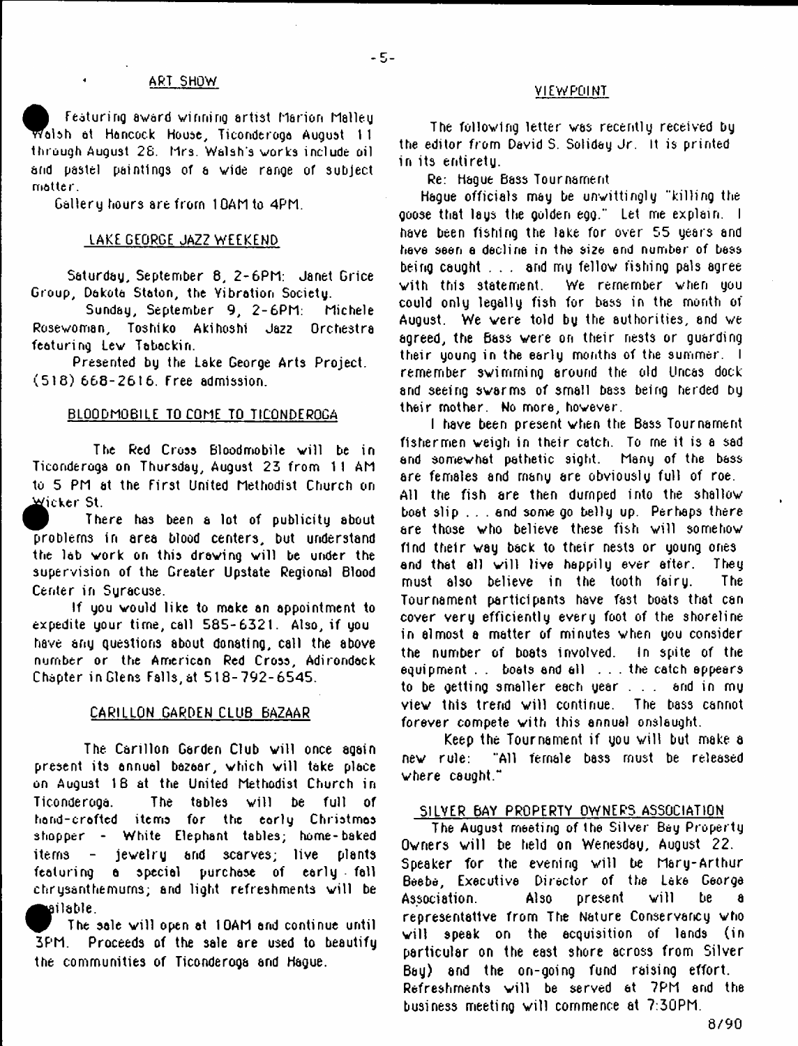## ART SHOW

Featuring award winning artist Marion Malley Walsh at Hancock House, Ticonderoga August 11 through August 28. Mrs. Walsh's works include oil and pastel paintings of a wide range of subject matter.

Gallery hours are from 10AM to 4PM.

## LAKE GEORGE JAZZ WEEKEND

Saturday, September 8, 2-6PM: Janet Grice Group, Dakota Staton, the Vibration Society.

Sunday, September 9, 2-6PM: Michele Rosewoman, Toshiko Akihoshi Jazz Orchestra featuring Lew Tabackin.

Presented by the Lake George Arts Project. (518) 668-2616. Free admission.

## BLOODMOBILE TO COME TO TICONDEROGA

The Red Cross Bloodmobile will be in Ticonderoga on Thursday, August 23 from 11 AM to 5 PM at the First United Methodist Church on Wicker St.

There has been a lot of publicity about problems in area blood centers, but understand the lab work on this drawing will be under the supervision of the Greater Upstate Regional Blood Center in Syracuse.

If you would like to make an appointment to expedite your time, call 585-6321. Also, if you have any questions about donating, call the above number or the American Red Cross, Adirondack Chapter in Glens Falls, at 518-792-6545.

## CARILLON GARDEN CLUB BAZAAR

The Carillon Garden Club will once again present its annual bazaar, which will take place on August 18 at the United Methodist Church in Ticonderoga. The tables will be full of hand-crafted items for the early Christmas shopper - White Elephant tables; home-baked items - jewelry and scarves; live plants featuring a special purchase of early fall chrysanthemums; and light refreshments will be available.

The sale will open at 10AM and continue until 3PM. Proceeds of the sale are used to beautify the communities of Ticonderoga and Hague.

## VIEWPOINT

The following letter was recently received by the editor from David S. Soliday Jr. It is printed in its entirety.

Re: Hague Bass Tournament

Hague officials may be unwittingly "killing the goose that lays the golden egg." Let me explain. I have been fishing the lake for over 55 years and have seen a decline in the size and number of bass being caught . . . and my fellow fishing pals agree with this statement. We remember when you could only legally fish for bass in the month of August. We were told by the authorities, and we agreed, the Bass were on their nests or guarding their young in the early months of the summer. I remember swimming around the old Uncas dock and seeing swarms of small bass being herded by their mother. No more, however.

I have been present when the Bass Tournament fishermen weigh in their catch. To me it is a sad and somewhat pathetic sight. Many of the bass are females and many are obviously full of roe. All the fish are then dumped into the shallow boat slip . . . and some go belly up. Perhaps there are those who believe these fish will somehow find their way back to their nests or young ones and that all will live happily ever after. They must also believe in the tooth fairy. The Tournament participants have fast boats that can cover very efficiently every foot of the shoreline in almost a matter of minutes when you consider the number of boats involved. In spite of the equipment . . boats and all . . . the catch appears to be getting smaller each year . . . and in my view this trend will continue. The bass cannot forever compete with this annual onslaught.

Keep the Tournament if you will but make a new rule: "All female bass must be released where caught."

## SILVER BAY PROPERTY OWNERS ASSOCIATION

The August meeting of the Silver Bay Property Owners will be held on Wenesday, August 22. Speaker for the evening will be Mary-Arthur Beebe, Executive Director of the Lake George Association. Also present will be a representative from The Nature Conservancy who will speak on the acquisition of lands (in particular on the east shore across from Silver Bay) and the on-going fund raising effort. Refreshments will be served at 7PM and the business meeting will commence at 7:30PM.

8/90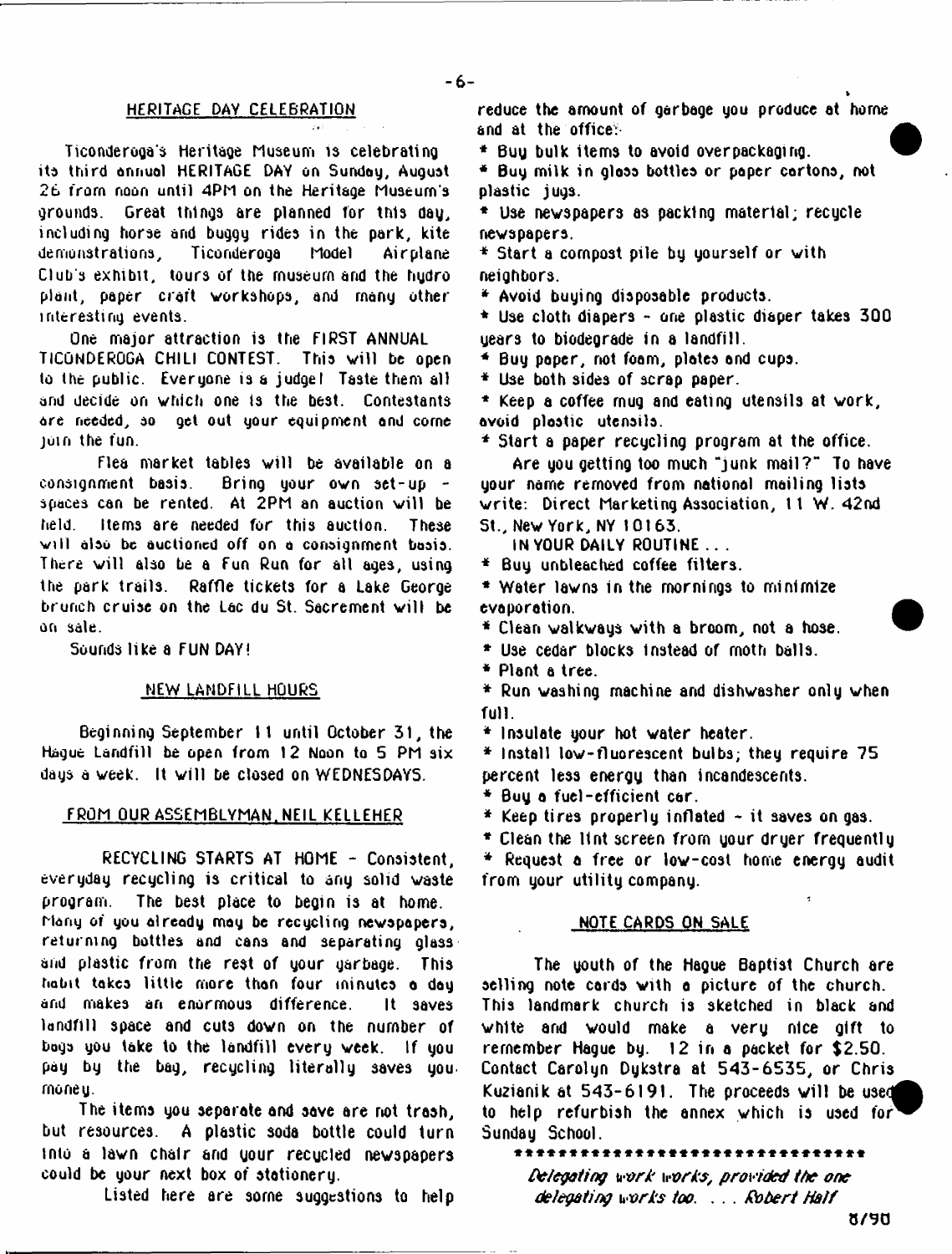## HERITAGE DAY CELEBRATION

Ticonderoga's Heritage Museum is celebrating its third annual HERITAGE DAY on Sunday, August 26 from noon until 4PM on the Heritage Museum's grounds. Great things are planned for this day, including horse and buggy rides in the park, kite demonstrations, Ticonderoga Model Airplane Club's exhibit, tours of the museum and the hydro plant, paper craft workshops, and many other interesting events.

One major attraction is the FIRST ANNUAL TICONDEROGA CHILI CONTEST. This will be open to the public. Everyone is a judge! Taste them all and decide on which one is the best. Contestants are needed, so get out your equipment and come join the fun.

Flea market tables will be available on a consignment basis. Bring your own set-up - spaces can be rented. At 2PM an auction will be held. Items are needed for this auction. These will also be auctioned off on a consignment basis. There will also be a Fun Run for all ages, using the park trails. Raffle tickets for a Lake George brunch cruise on the Lac du St. Sacrement will be on sale.

Sounds like a FUN DAY!

## NEW LANDFILL HOURS

Beginning September 11 until October 31, the Hague Landfill be open from 12 Noon to 5 PM six days a week. It will be closed on WEDNESDAYS.

## FROM OUR ASSEMBLYMAN, NEIL KELLEHER

RECYCLING STARTS AT HOME - Consistent, everyday recycling is critical to any solid waste program. The best place to begin is at home. Many of you already may be recycling newspapers, returning bottles and cans and separating glass and plastic from the rest of your garbage. This habit takes little more than four minutes a day and makes an enormous difference. It saves landfill space and cuts down on the number of bags you take to the landfill every week. If you pay by the bag, recycling literally saves you money.

The items you separate and save are not trash, but resources. A plastic soda bottle could turn into a lawn chair and your recycled newspapers could be your next box of stationery.

Listed here are some suggestions to help reduce the amount of garbage you produce at home and at the office:

* Buy bulk items to avoid overpackaging.
* Buy milk in glass bottles or paper cartons, not plastic jugs.
* Use newspapers as packing material; recycle newspapers.
* Start a compost pile by yourself or with neighbors.
* Avoid buying disposable products.
* Use cloth diapers - one plastic diaper takes 300 years to biodegrade in a landfill.
* Buy paper, not foam, plates and cups.
* Use both sides of scrap paper.
* Keep a coffee mug and eating utensils at work, avoid plastic utensils.
* Start a paper recycling program at the office.

Are you getting too much "junk mail?" To have your name removed from national mailing lists write: Direct Marketing Association, 11 W. 42nd St., New York, NY 10163.

IN YOUR DAILY ROUTINE . . .

* Buy unbleached coffee filters.
* Water lawns in the mornings to minimize evaporation.
* Clean walkways with a broom, not a hose.
* Use cedar blocks instead of moth balls.
* Plant a tree.
* Run washing machine and dishwasher only when full.
* Insulate your hot water heater.
* Install low-fluorescent bulbs; they require 75 percent less energy than incandescents.
* Buy a fuel-efficient car.
* Keep tires properly inflated - it saves on gas.
* Clean the lint screen from your dryer frequently
* Request a free or low-cost home energy audit from your utility company.

## NOTE CARDS ON SALE

The youth of the Hague Baptist Church are selling note cards with a picture of the church. This landmark church is sketched in black and white and would make a very nice gift to remember Hague by. 12 in a packet for $2.50. Contact Carolyn Dykstra at 543-6535, or Chris Kuzianik at 543-6191. The proceeds will be used to help refurbish the annex which is used for Sunday School.

********************************

*Delegating work works, provided the one delegating works too. . . . Robert Half*

8/90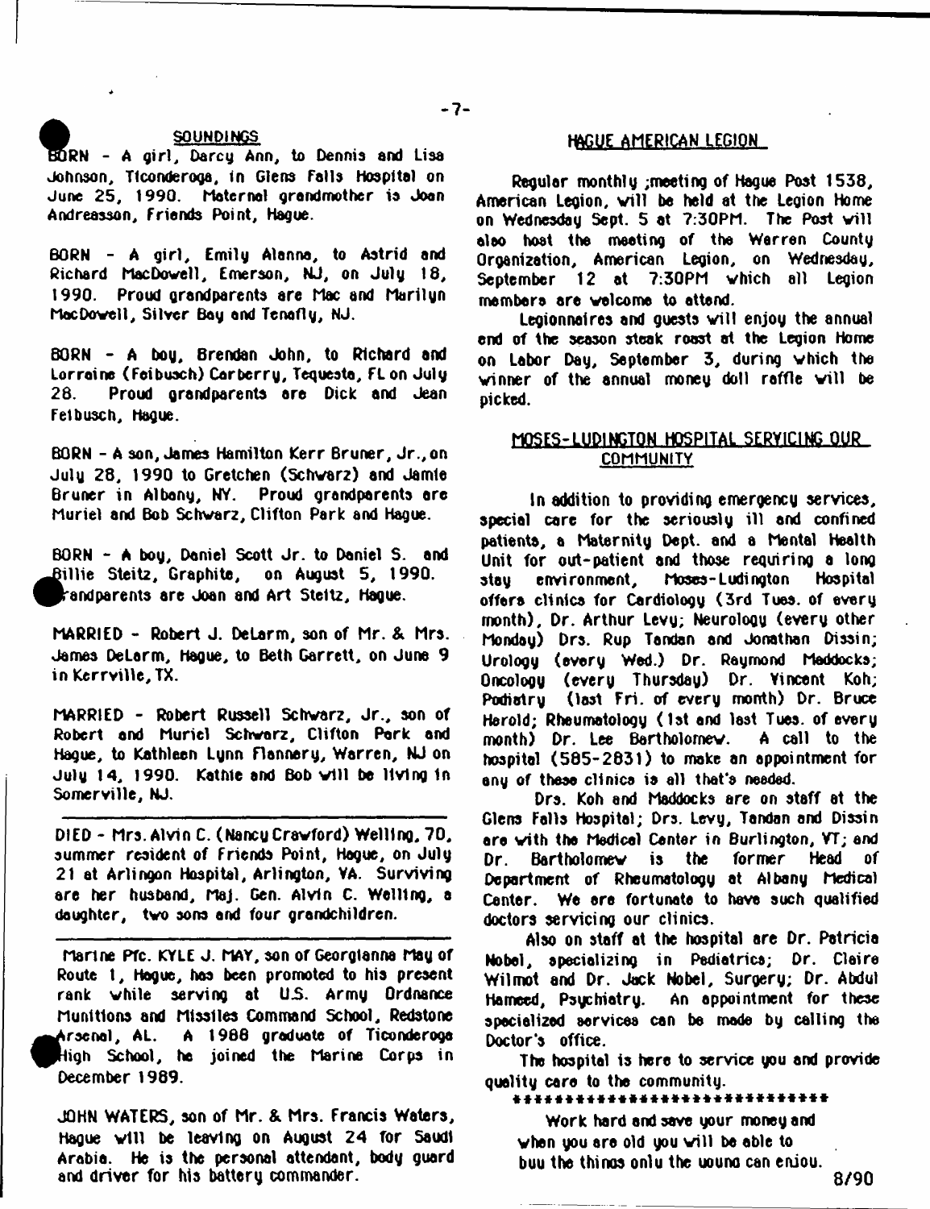## SOUNDINGS

BORN - A girl, Darcy Ann, to Dennis and Lisa Johnson, Ticonderoga, in Glens Falls Hospital on June 25, 1990. Maternal grandmother is Joan Andreasson, Friends Point, Hague.

BORN - A girl, Emily Alanna, to Astrid and Richard MacDowell, Emerson, NJ, on July 18, 1990. Proud grandparents are Mac and Marilyn MacDowell, Silver Bay and Tenafly, NJ.

BORN - A boy, Brendan John, to Richard and Lorraine (Feibusch) Carberry, Tequesta, FL on July 28. Proud grandparents are Dick and Jean Feibusch, Hague.

BORN - A son, James Hamilton Kerr Bruner, Jr., on July 28, 1990 to Gretchen (Schwarz) and Jamie Bruner in Albany, NY. Proud grandparents are Muriel and Bob Schwarz, Clifton Park and Hague.

BORN - A boy, Daniel Scott Jr. to Daniel S. and Billie Steitz, Graphite, on August 5, 1990. Grandparents are Joan and Art Steitz, Hague.

MARRIED - Robert J. DeLarm, son of Mr. & Mrs. James DeLarm, Hague, to Beth Garrett, on June 9 in Kerrville, TX.

MARRIED - Robert Russell Schwarz, Jr., son of Robert and Muriel Schwarz, Clifton Park and Hague, to Kathleen Lynn Flannery, Warren, NJ on July 14, 1990. Kathie and Bob will be living in Somerville, NJ.

---

DIED - Mrs. Alvin C. (Nancy Crawford) Welling, 70, summer resident of Friends Point, Hague, on July 21 at Arlingon Hospital, Arlington, VA. Surviving are her husband, Maj. Gen. Alvin C. Welling, a daughter, two sons and four grandchildren.

---

Marine Pfc. KYLE J. MAY, son of Georgianna May of Route 1, Hague, has been promoted to his present rank while serving at U.S. Army Ordnance Munitions and Missiles Command School, Redstone Arsenal, AL. A 1988 graduate of Ticonderoga High School, he joined the Marine Corps in December 1989.

JOHN WATERS, son of Mr. & Mrs. Francis Waters, Hague will be leaving on August 24 for Saudi Arabia. He is the personal attendant, body guard and driver for his battery commander.

## HAGUE AMERICAN LEGION

Regular monthly ;meeting of Hague Post 1538, American Legion, will be held at the Legion Home on Wednesday Sept. 5 at 7:30PM. The Post will also host the meeting of the Warren County Organization, American Legion, on Wednesday, September 12 at 7:30PM which all Legion members are welcome to attend.

Legionnaires and guests will enjoy the annual end of the season steak roast at the Legion Home on Labor Day, September 3, during which the winner of the annual money doll raffle will be picked.

## MOSES-LUDINGTON HOSPITAL SERVICING OUR COMMUNITY

In addition to providing emergency services, special care for the seriously ill and confined patients, a Maternity Dept. and a Mental Health Unit for out-patient and those requiring a long stay environment, Moses-Ludington Hospital offers clinics for Cardiology (3rd Tues. of every month), Dr. Arthur Levy; Neurology (every other Monday) Drs. Rup Tandan and Jonathan Dissin; Urology (every Wed.) Dr. Raymond Maddocks; Oncology (every Thursday) Dr. Vincent Koh; Podiatry (last Fri. of every month) Dr. Bruce Harold; Rheumatology (1st and last Tues. of every month) Dr. Lee Bartholomew. A call to the hospital (585-2831) to make an appointment for any of these clinics is all that's needed.

Drs. Koh and Maddocks are on staff at the Glens Falls Hospital; Drs. Levy, Tandan and Dissin are with the Medical Center in Burlington, VT; and Dr. Bartholomew is the former Head of Department of Rheumatology at Albany Medical Center. We are fortunate to have such qualified doctors servicing our clinics.

Also on staff at the hospital are Dr. Patricia Nobel, specializing in Pediatrics; Dr. Claire Wilmot and Dr. Jack Nobel, Surgery; Dr. Abdul Hameed, Psychiatry. An appointment for these specialized services can be made by calling the Doctor's office.

The hospital is here to service you and provide quality care to the community.

*****************************

Work hard and save your money and when you are old you will be able to buy the things only the young can enjoy.

8/90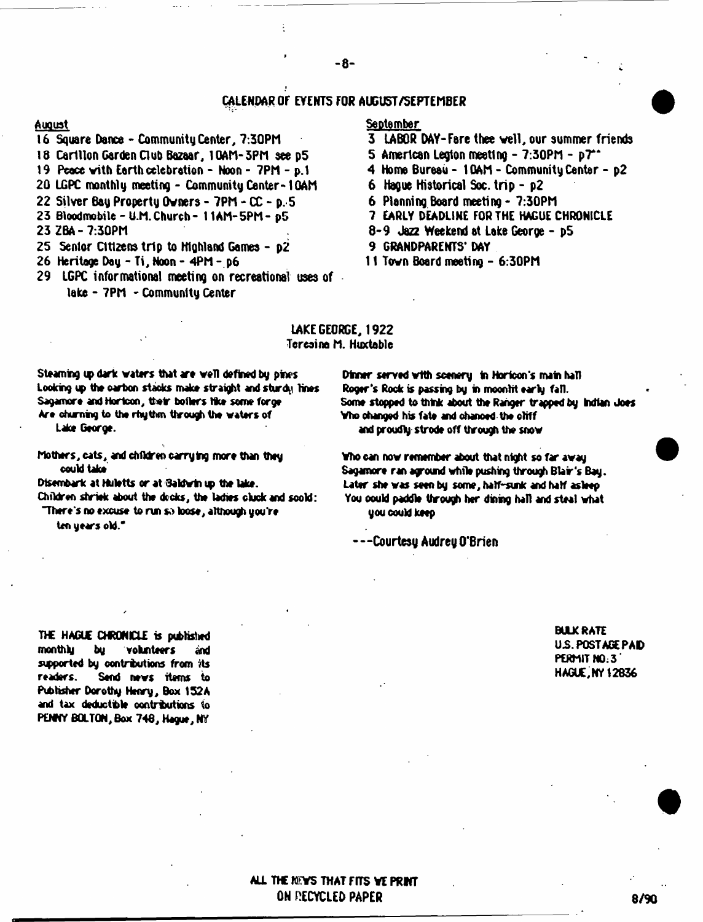## CALENDAR OF EVENTS FOR AUGUST/SEPTEMBER

**August**

16 Square Dance - Community Center, 7:30PM
18 Carillon Garden Club Bazaar, 10AM-3PM see p5
19 Peace with Earth celebration - Noon - 7PM - p.1
20 LGPC monthly meeting - Community Center - 10AM
22 Silver Bay Property Owners - 7PM - CC - p.5
23 Bloodmobile - U.M. Church - 11AM-5PM - p5
23 ZBA - 7:30PM
25 Senior Citizens trip to Highland Games - p2
26 Heritage Day - Ti, Noon - 4PM - p6
29 LGPC informational meeting on recreational uses of lake - 7PM - Community Center

**September**

3 LABOR DAY-Fare thee well, our summer friends
5 American Legion meeting - 7:30PM - p7
4 Home Bureau - 10AM - Community Center - p2
6 Hague Historical Soc. trip - p2
6 Planning Board meeting - 7:30PM
7 EARLY DEADLINE FOR THE HAGUE CHRONICLE
8-9 Jazz Weekend at Lake George - p5
9 GRANDPARENTS' DAY
11 Town Board meeting - 6:30PM

## LAKE GEORGE, 1922
Teresina M. Huxtable

Steaming up dark waters that are well defined by pines
Looking up the carbon stacks make straight and sturdy lines
Sagamore and Horicon, their boilers like some forge
Are churning to the rhythm through the waters of
Lake George.

Mothers, cats, and children carrying more than they
could take
Disembark at Huletts or at Baldwin up the lake.
Children shriek about the docks, the ladies cluck and scold:
"There's no excuse to run so loose, although you're
ten years old."

Dinner served with scenery in Horicon's main hall
Roger's Rock is passing by in moonlit early fall.
Some stopped to think about the Ranger trapped by Indian Joes
Who changed his fate and chanced the cliff
and proudly strode off through the snow

Who can now remember about that night so far away
Sagamore ran aground while pushing through Blair's Bay.
Later she was seen by some, half-sunk and half asleep
You could paddle through her dining hall and steal what
you could keep

---Courtesy Audrey O'Brien

THE HAGUE CHRONICLE is published monthly by volunteers and supported by contributions from its readers. Send news items to Publisher Dorothy Henry, Box 152A and tax deductible contributions to PENNY BOLTON, Box 748, Hague, NY

BULK RATE
U.S. POSTAGE PAID
PERMIT NO. 3
HAGUE, NY 12836

ALL THE NEWS THAT FITS WE PRINT
ON RECYCLED PAPER

8/90